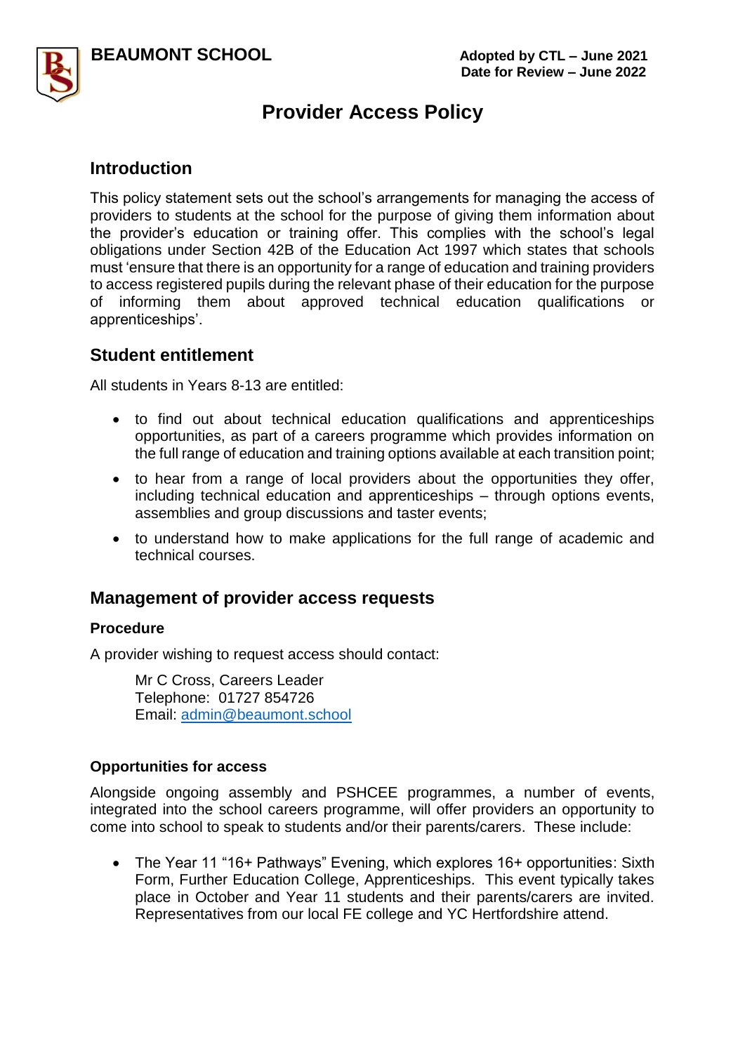**BEAUMONT SCHOOL**

**Adopted by CTL – June 2021**
**Date for Review – June 2022**

# Provider Access Policy

## Introduction

This policy statement sets out the school's arrangements for managing the access of providers to students at the school for the purpose of giving them information about the provider's education or training offer. This complies with the school's legal obligations under Section 42B of the Education Act 1997 which states that schools must 'ensure that there is an opportunity for a range of education and training providers to access registered pupils during the relevant phase of their education for the purpose of informing them about approved technical education qualifications or apprenticeships'.

## Student entitlement

All students in Years 8-13 are entitled:

- to find out about technical education qualifications and apprenticeships opportunities, as part of a careers programme which provides information on the full range of education and training options available at each transition point;
- to hear from a range of local providers about the opportunities they offer, including technical education and apprenticeships – through options events, assemblies and group discussions and taster events;
- to understand how to make applications for the full range of academic and technical courses.

## Management of provider access requests

### Procedure

A provider wishing to request access should contact:

Mr C Cross, Careers Leader
Telephone: 01727 854726
Email: admin@beaumont.school

### Opportunities for access

Alongside ongoing assembly and PSHCEE programmes, a number of events, integrated into the school careers programme, will offer providers an opportunity to come into school to speak to students and/or their parents/carers. These include:

- The Year 11 "16+ Pathways" Evening, which explores 16+ opportunities: Sixth Form, Further Education College, Apprenticeships. This event typically takes place in October and Year 11 students and their parents/carers are invited. Representatives from our local FE college and YC Hertfordshire attend.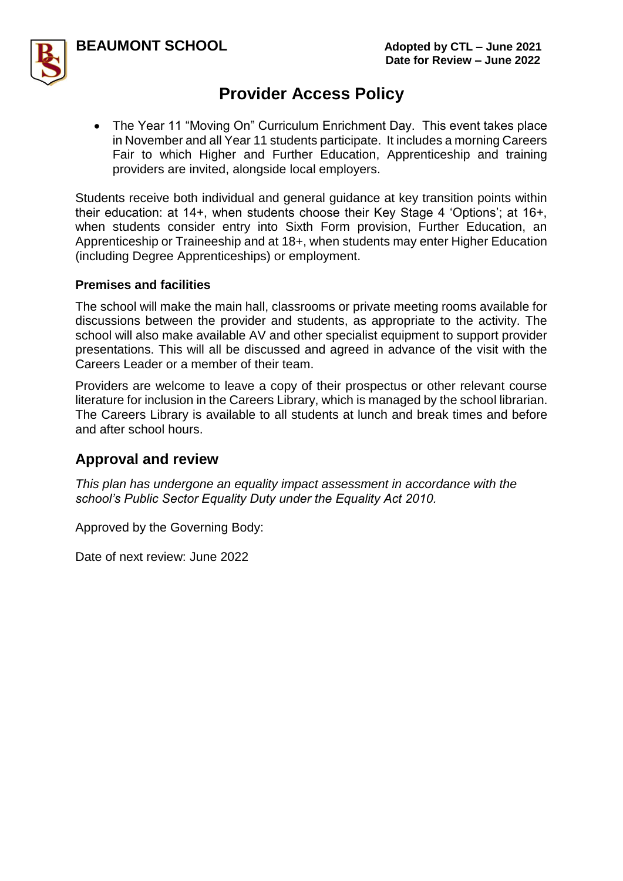# Provider Access Policy

- The Year 11 "Moving On" Curriculum Enrichment Day. This event takes place in November and all Year 11 students participate. It includes a morning Careers Fair to which Higher and Further Education, Apprenticeship and training providers are invited, alongside local employers.

Students receive both individual and general guidance at key transition points within their education: at 14+, when students choose their Key Stage 4 'Options'; at 16+, when students consider entry into Sixth Form provision, Further Education, an Apprenticeship or Traineeship and at 18+, when students may enter Higher Education (including Degree Apprenticeships) or employment.

### Premises and facilities

The school will make the main hall, classrooms or private meeting rooms available for discussions between the provider and students, as appropriate to the activity. The school will also make available AV and other specialist equipment to support provider presentations. This will all be discussed and agreed in advance of the visit with the Careers Leader or a member of their team.

Providers are welcome to leave a copy of their prospectus or other relevant course literature for inclusion in the Careers Library, which is managed by the school librarian. The Careers Library is available to all students at lunch and break times and before and after school hours.

## Approval and review

*This plan has undergone an equality impact assessment in accordance with the school's Public Sector Equality Duty under the Equality Act 2010.*

Approved by the Governing Body:

Date of next review: June 2022